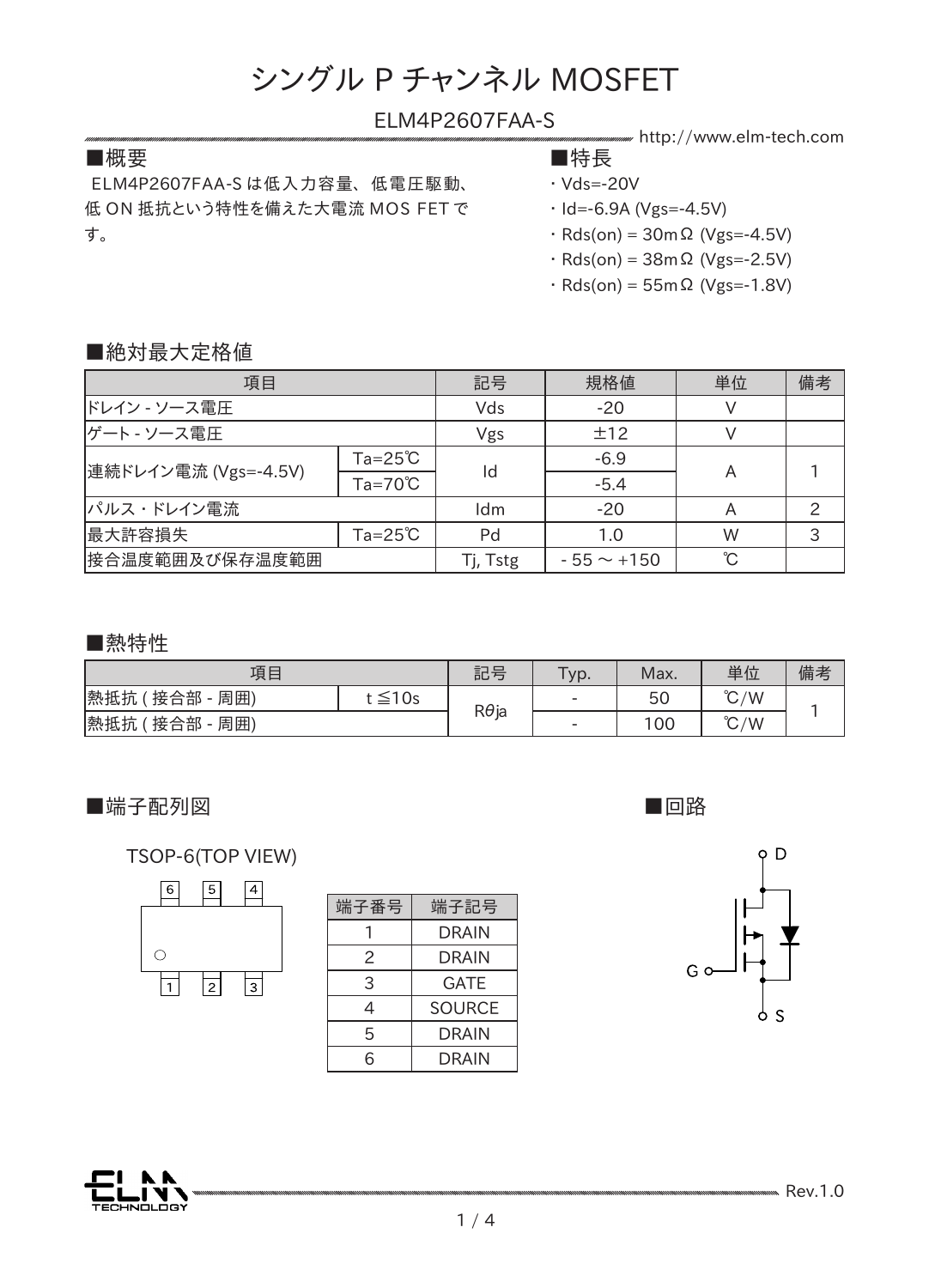# シングル P チャンネル MOSFET

## ELM4P2607FAA-S

http://www.elm-tech.com

### ■概要

ELM4P2607FAA-S は低入力容量、低電圧駆動、低 ON 抵抗という特性を備えた大電流 MOS FET です。

### ■特長

- Vds=-20V
- Id=-6.9A (Vgs=-4.5V)
- Rds(on) = 30mΩ (Vgs=-4.5V)
- Rds(on) = 38mΩ (Vgs=-2.5V)
- Rds(on) = 55mΩ (Vgs=-1.8V)

### ■絶対最大定格値

| 項目 | | 記号 | 規格値 | 単位 | 備考 |
|---|---|---|---|---|---|
| ドレイン - ソース電圧 | | Vds | -20 | V | |
| ゲート - ソース電圧 | | Vgs | ±12 | V | |
| 連続ドレイン電流 (Vgs=-4.5V) | Ta=25℃ | Id | -6.9 | A | 1 |
| | Ta=70℃ | | -5.4 | | |
| パルス・ドレイン電流 | | Idm | -20 | A | 2 |
| 最大許容損失 | Ta=25℃ | Pd | 1.0 | W | 3 |
| 接合温度範囲及び保存温度範囲 | | Tj, Tstg | - 55 ～ +150 | ℃ | |

### ■熱特性

| 項目 | | 記号 | Typ. | Max. | 単位 | 備考 |
|---|---|---|---|---|---|---|
| 熱抵抗 ( 接合部 - 周囲) | t ≦10s | Rθja | - | 50 | ℃/W | 1 |
| 熱抵抗 ( 接合部 - 周囲) | | | - | 100 | ℃/W | |

### ■端子配列図

TSOP-6(TOP VIEW)

| 端子番号 | 端子記号 |
|---|---|
| 1 | DRAIN |
| 2 | DRAIN |
| 3 | GATE |
| 4 | SOURCE |
| 5 | DRAIN |
| 6 | DRAIN |

### ■回路

D

G

S

Rev.1.0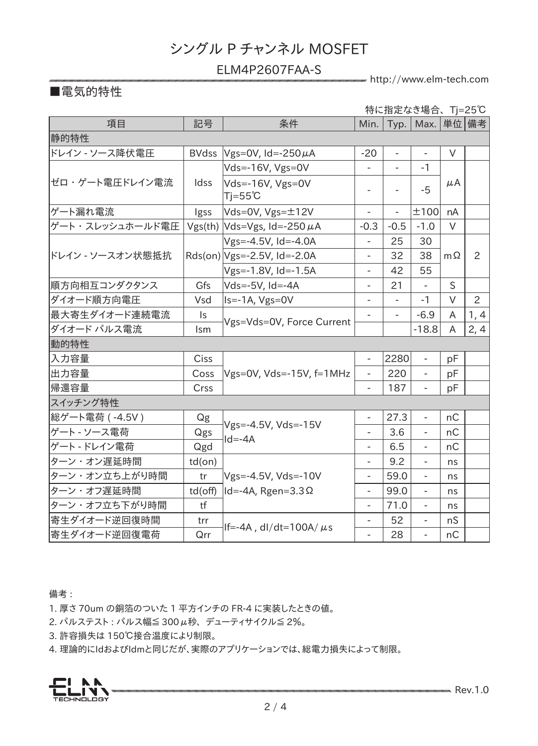# シングル P チャンネル MOSFET

## ELM4P2607FAA-S

■電気的特性

特に指定なき場合、Tj=25℃

| 項目 | 記号 | 条件 | Min. | Typ. | Max. | 単位 | 備考 |
|---|---|---|---|---|---|---|---|
| 静的特性 | | | | | | | |
| ドレイン - ソース降伏電圧 | BVdss | Vgs=0V, Id=-250μA | -20 | - | - | V | |
| ゼロ・ゲート電圧ドレイン電流 | Idss | Vds=-16V, Vgs=0V | - | - | -1 | μA | |
| | | Vds=-16V, Vgs=0V Tj=55℃ | - | - | -5 | | |
| ゲート漏れ電流 | Igss | Vds=0V, Vgs=±12V | - | - | ±100 | nA | |
| ゲート・スレッシュホールド電圧 | Vgs(th) | Vds=Vgs, Id=-250μA | -0.3 | -0.5 | -1.0 | V | |
| ドレイン - ソースオン状態抵抗 | Rds(on) | Vgs=-4.5V, Id=-4.0A | - | 25 | 30 | mΩ | 2 |
| | | Vgs=-2.5V, Id=-2.0A | - | 32 | 38 | | |
| | | Vgs=-1.8V, Id=-1.5A | - | 42 | 55 | | |
| 順方向相互コンダクタンス | Gfs | Vds=-5V, Id=-4A | - | 21 | - | S | |
| ダイオード順方向電圧 | Vsd | Is=-1A, Vgs=0V | - | - | -1 | V | 2 |
| 最大寄生ダイオード連続電流 | Is | Vgs=Vds=0V, Force Current | - | - | -6.9 | A | 1, 4 |
| ダイオード パルス電流 | Ism | | | | -18.8 | A | 2, 4 |
| 動的特性 | | | | | | | |
| 入力容量 | Ciss | Vgs=0V, Vds=-15V, f=1MHz | - | 2280 | - | pF | |
| 出力容量 | Coss | | - | 220 | - | pF | |
| 帰還容量 | Crss | | - | 187 | - | pF | |
| スイッチング特性 | | | | | | | |
| 総ゲート電荷 ( -4.5V ) | Qg | Vgs=-4.5V, Vds=-15V Id=-4A | - | 27.3 | - | nC | |
| ゲート - ソース電荷 | Qgs | | - | 3.6 | - | nC | |
| ゲート - ドレイン電荷 | Qgd | | - | 6.5 | - | nC | |
| ターン・オン遅延時間 | td(on) | Vgs=-4.5V, Vds=-10V Id=-4A, Rgen=3.3Ω | - | 9.2 | - | ns | |
| ターン・オン立ち上がり時間 | tr | | - | 59.0 | - | ns | |
| ターン・オフ遅延時間 | td(off) | | - | 99.0 | - | ns | |
| ターン・オフ立ち下がり時間 | tf | | - | 71.0 | - | ns | |
| 寄生ダイオード逆回復時間 | trr | If=-4A , dI/dt=100A/μs | - | 52 | - | nS | |
| 寄生ダイオード逆回復電荷 | Qrr | | - | 28 | - | nC | |

備考 :

1. 厚さ 70um の銅箔のついた 1 平方インチの FR-4 に実装したときの値。
2. パルステスト : パルス幅≦ 300μ秒、デューティサイクル≦ 2%。
3. 許容損失は 150℃接合温度により制限。
4. 理論的にIdおよびIdmと同じだが、実際のアプリケーションでは、総電力損失によって制限。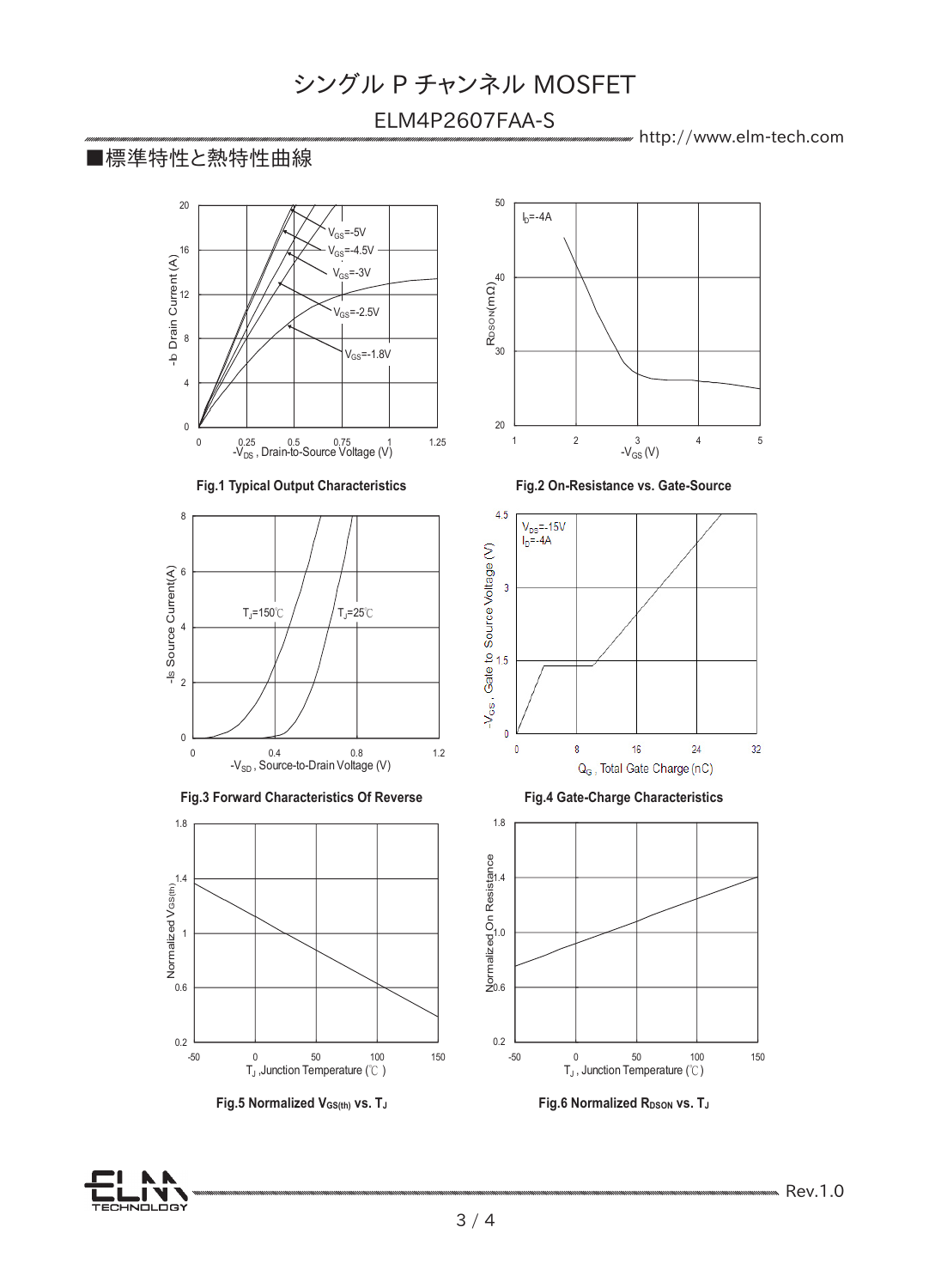# シングル P チャンネル MOSFET

## ELM4P2607FAA-S

■標準特性と熱特性曲線

Fig.1 Typical Output Characteristics

Fig.2 On-Resistance vs. Gate-Source

Fig.3 Forward Characteristics Of Reverse

Fig.4 Gate-Charge Characteristics

Fig.5 Normalized $V_{GS(th)}$ vs. $T_J$

Fig.6 Normalized $R_{DSON}$ vs. $T_J$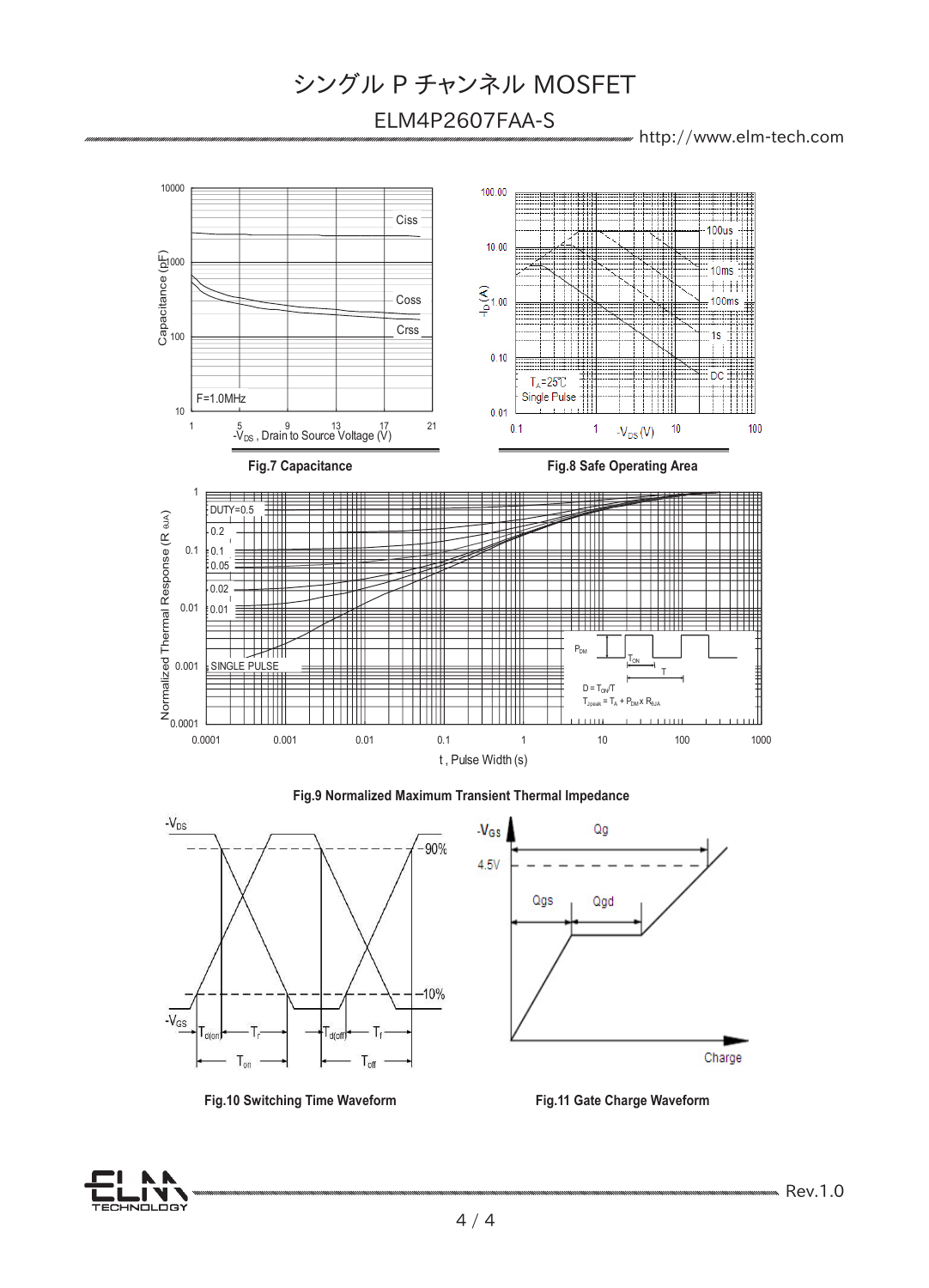Fig.7 Capacitance

10000
1000
100
10
Capacitance (pF)
Ciss
Coss
Crss
F=1.0MHz
1
5
9
13
17
21
$-V_{DS}$ , Drain to Source Voltage (V)

Fig.8 Safe Operating Area

100.00
10.00
1.00
0.10
0.01
$-I_D$ (A)
100us
10ms
100ms
1s
DC
$T_A$=25℃
Single Pulse
0.1
1
10
100
$-V_{DS}$ (V)

Fig.9 Normalized Maximum Transient Thermal Impedance

1
0.1
0.01
0.001
0.0001
Normalized Thermal Response ($R_{\theta JA}$)
DUTY=0.5
0.2
0.1
0.05
0.02
0.01
SINGLE PULSE
$P_{DM}$
$T_{ON}$
T
$D = T_{ON}/T$
$T_{Jpeak} = T_A + P_{DM} \times R_{\theta JA}$
0.0001
0.001
0.01
0.1
1
10
100
1000
t , Pulse Width (s)

Fig.10 Switching Time Waveform

$-V_{DS}$
90%
10%
$-V_{GS}$
$T_{d(on)}$
$T_r$
$T_{d(off)}$
$T_f$
$T_{on}$
$T_{off}$

Fig.11 Gate Charge Waveform

$-V_{GS}$
Qg
4.5V
Qgs
Qgd
Charge